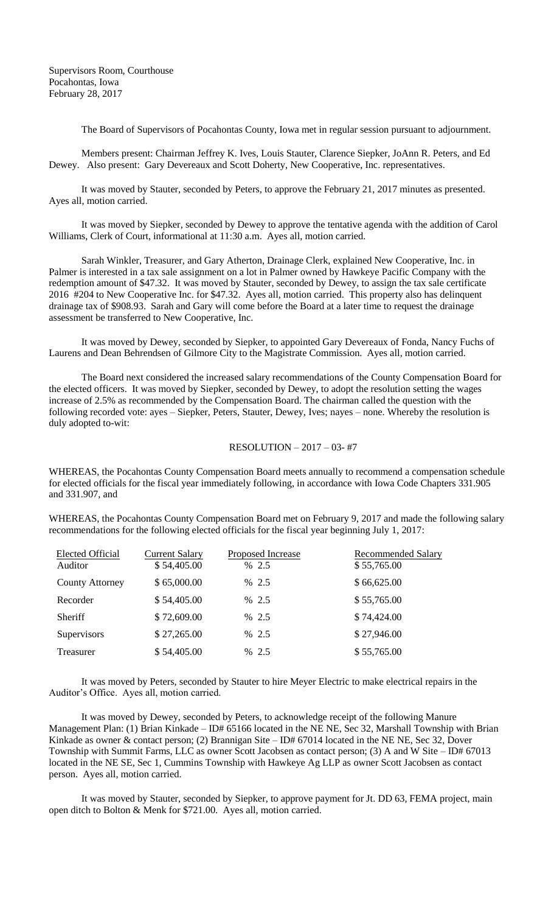Supervisors Room, Courthouse
Pocahontas, Iowa
February 28, 2017

The Board of Supervisors of Pocahontas County, Iowa met in regular session pursuant to adjournment.

Members present: Chairman Jeffrey K. Ives, Louis Stauter, Clarence Siepker, JoAnn R. Peters, and Ed Dewey. Also present: Gary Devereaux and Scott Doherty, New Cooperative, Inc. representatives.

It was moved by Stauter, seconded by Peters, to approve the February 21, 2017 minutes as presented. Ayes all, motion carried.

It was moved by Siepker, seconded by Dewey to approve the tentative agenda with the addition of Carol Williams, Clerk of Court, informational at 11:30 a.m. Ayes all, motion carried.

Sarah Winkler, Treasurer, and Gary Atherton, Drainage Clerk, explained New Cooperative, Inc. in Palmer is interested in a tax sale assignment on a lot in Palmer owned by Hawkeye Pacific Company with the redemption amount of $47.32. It was moved by Stauter, seconded by Dewey, to assign the tax sale certificate 2016 #204 to New Cooperative Inc. for $47.32. Ayes all, motion carried. This property also has delinquent drainage tax of $908.93. Sarah and Gary will come before the Board at a later time to request the drainage assessment be transferred to New Cooperative, Inc.

It was moved by Dewey, seconded by Siepker, to appointed Gary Devereaux of Fonda, Nancy Fuchs of Laurens and Dean Behrendsen of Gilmore City to the Magistrate Commission. Ayes all, motion carried.

The Board next considered the increased salary recommendations of the County Compensation Board for the elected officers. It was moved by Siepker, seconded by Dewey, to adopt the resolution setting the wages increase of 2.5% as recommended by the Compensation Board. The chairman called the question with the following recorded vote: ayes – Siepker, Peters, Stauter, Dewey, Ives; nayes – none. Whereby the resolution is duly adopted to-wit:

RESOLUTION – 2017 – 03- #7

WHEREAS, the Pocahontas County Compensation Board meets annually to recommend a compensation schedule for elected officials for the fiscal year immediately following, in accordance with Iowa Code Chapters 331.905 and 331.907, and

WHEREAS, the Pocahontas County Compensation Board met on February 9, 2017 and made the following salary recommendations for the following elected officials for the fiscal year beginning July 1, 2017:

| Elected Official | Current Salary | Proposed Increase | Recommended Salary |
|---|---|---|---|
| Auditor | $ 54,405.00 | % 2.5 | $ 55,765.00 |
| County Attorney | $ 65,000.00 | % 2.5 | $ 66,625.00 |
| Recorder | $ 54,405.00 | % 2.5 | $ 55,765.00 |
| Sheriff | $ 72,609.00 | % 2.5 | $ 74,424.00 |
| Supervisors | $ 27,265.00 | % 2.5 | $ 27,946.00 |
| Treasurer | $ 54,405.00 | % 2.5 | $ 55,765.00 |

It was moved by Peters, seconded by Stauter to hire Meyer Electric to make electrical repairs in the Auditor's Office. Ayes all, motion carried.

It was moved by Dewey, seconded by Peters, to acknowledge receipt of the following Manure Management Plan: (1) Brian Kinkade – ID# 65166 located in the NE NE, Sec 32, Marshall Township with Brian Kinkade as owner & contact person; (2) Brannigan Site – ID# 67014 located in the NE NE, Sec 32, Dover Township with Summit Farms, LLC as owner Scott Jacobsen as contact person; (3) A and W Site – ID# 67013 located in the NE SE, Sec 1, Cummins Township with Hawkeye Ag LLP as owner Scott Jacobsen as contact person. Ayes all, motion carried.

It was moved by Stauter, seconded by Siepker, to approve payment for Jt. DD 63, FEMA project, main open ditch to Bolton & Menk for $721.00. Ayes all, motion carried.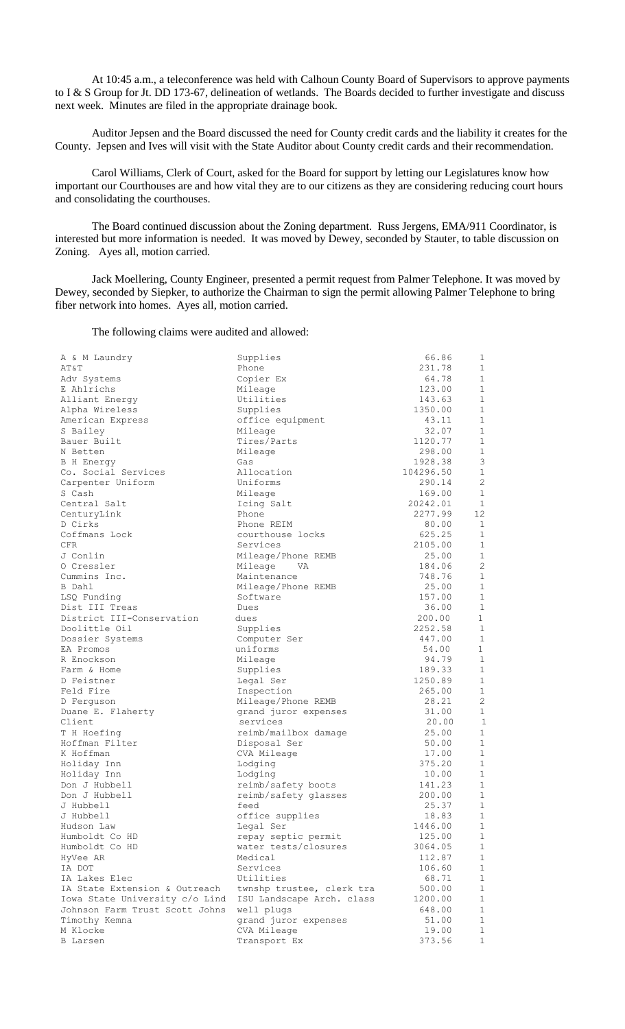At 10:45 a.m., a teleconference was held with Calhoun County Board of Supervisors to approve payments to I & S Group for Jt. DD 173-67, delineation of wetlands. The Boards decided to further investigate and discuss next week. Minutes are filed in the appropriate drainage book.

Auditor Jepsen and the Board discussed the need for County credit cards and the liability it creates for the County. Jepsen and Ives will visit with the State Auditor about County credit cards and their recommendation.

Carol Williams, Clerk of Court, asked for the Board for support by letting our Legislatures know how important our Courthouses are and how vital they are to our citizens as they are considering reducing court hours and consolidating the courthouses.

The Board continued discussion about the Zoning department. Russ Jergens, EMA/911 Coordinator, is interested but more information is needed. It was moved by Dewey, seconded by Stauter, to table discussion on Zoning. Ayes all, motion carried.

Jack Moellering, County Engineer, presented a permit request from Palmer Telephone. It was moved by Dewey, seconded by Siepker, to authorize the Chairman to sign the permit allowing Palmer Telephone to bring fiber network into homes. Ayes all, motion carried.

The following claims were audited and allowed:

| | | | |
|---|---|---|---|
| A & M Laundry | Supplies | 66.86 | 1 |
| AT&T | Phone | 231.78 | 1 |
| Adv Systems | Copier Ex | 64.78 | 1 |
| E Ahlrichs | Mileage | 123.00 | 1 |
| Alliant Energy | Utilities | 143.63 | 1 |
| Alpha Wireless | Supplies | 1350.00 | 1 |
| American Express | office equipment | 43.11 | 1 |
| S Bailey | Mileage | 32.07 | 1 |
| Bauer Built | Tires/Parts | 1120.77 | 1 |
| N Betten | Mileage | 298.00 | 1 |
| B H Energy | Gas | 1928.38 | 3 |
| Co. Social Services | Allocation | 104296.50 | 1 |
| Carpenter Uniform | Uniforms | 290.14 | 2 |
| S Cash | Mileage | 169.00 | 1 |
| Central Salt | Icing Salt | 20242.01 | 1 |
| CenturyLink | Phone | 2277.99 | 12 |
| D Cirks | Phone REIM | 80.00 | 1 |
| Coffmans Lock | courthouse locks | 625.25 | 1 |
| CFR | Services | 2105.00 | 1 |
| J Conlin | Mileage/Phone REMB | 25.00 | 1 |
| O Cressler | Mileage VA | 184.06 | 2 |
| Cummins Inc. | Maintenance | 748.76 | 1 |
| B Dahl | Mileage/Phone REMB | 25.00 | 1 |
| LSQ Funding | Software | 157.00 | 1 |
| Dist III Treas | Dues | 36.00 | 1 |
| District III-Conservation | dues | 200.00 | 1 |
| Doolittle Oil | Supplies | 2252.58 | 1 |
| Dossier Systems | Computer Ser | 447.00 | 1 |
| EA Promos | uniforms | 54.00 | 1 |
| R Enockson | Mileage | 94.79 | 1 |
| Farm & Home | Supplies | 189.33 | 1 |
| D Feistner | Legal Ser | 1250.89 | 1 |
| Feld Fire | Inspection | 265.00 | 1 |
| D Ferguson | Mileage/Phone REMB | 28.21 | 2 |
| Duane E. Flaherty | grand juror expenses | 31.00 | 1 |
| Client | services | 20.00 | 1 |
| T H Hoefing | reimb/mailbox damage | 25.00 | 1 |
| Hoffman Filter | Disposal Ser | 50.00 | 1 |
| K Hoffman | CVA Mileage | 17.00 | 1 |
| Holiday Inn | Lodging | 375.20 | 1 |
| Holiday Inn | Lodging | 10.00 | 1 |
| Don J Hubbell | reimb/safety boots | 141.23 | 1 |
| Don J Hubbell | reimb/safety glasses | 200.00 | 1 |
| J Hubbell | feed | 25.37 | 1 |
| J Hubbell | office supplies | 18.83 | 1 |
| Hudson Law | Legal Ser | 1446.00 | 1 |
| Humboldt Co HD | repay septic permit | 125.00 | 1 |
| Humboldt Co HD | water tests/closures | 3064.05 | 1 |
| HyVee AR | Medical | 112.87 | 1 |
| IA DOT | Services | 106.60 | 1 |
| IA Lakes Elec | Utilities | 68.71 | 1 |
| IA State Extension & Outreach | twnshp trustee, clerk tra | 500.00 | 1 |
| Iowa State University c/o Lind | ISU Landscape Arch. class | 1200.00 | 1 |
| Johnson Farm Trust Scott Johns | well plugs | 648.00 | 1 |
| Timothy Kemna | grand juror expenses | 51.00 | 1 |
| M Klocke | CVA Mileage | 19.00 | 1 |
| B Larsen | Transport Ex | 373.56 | 1 |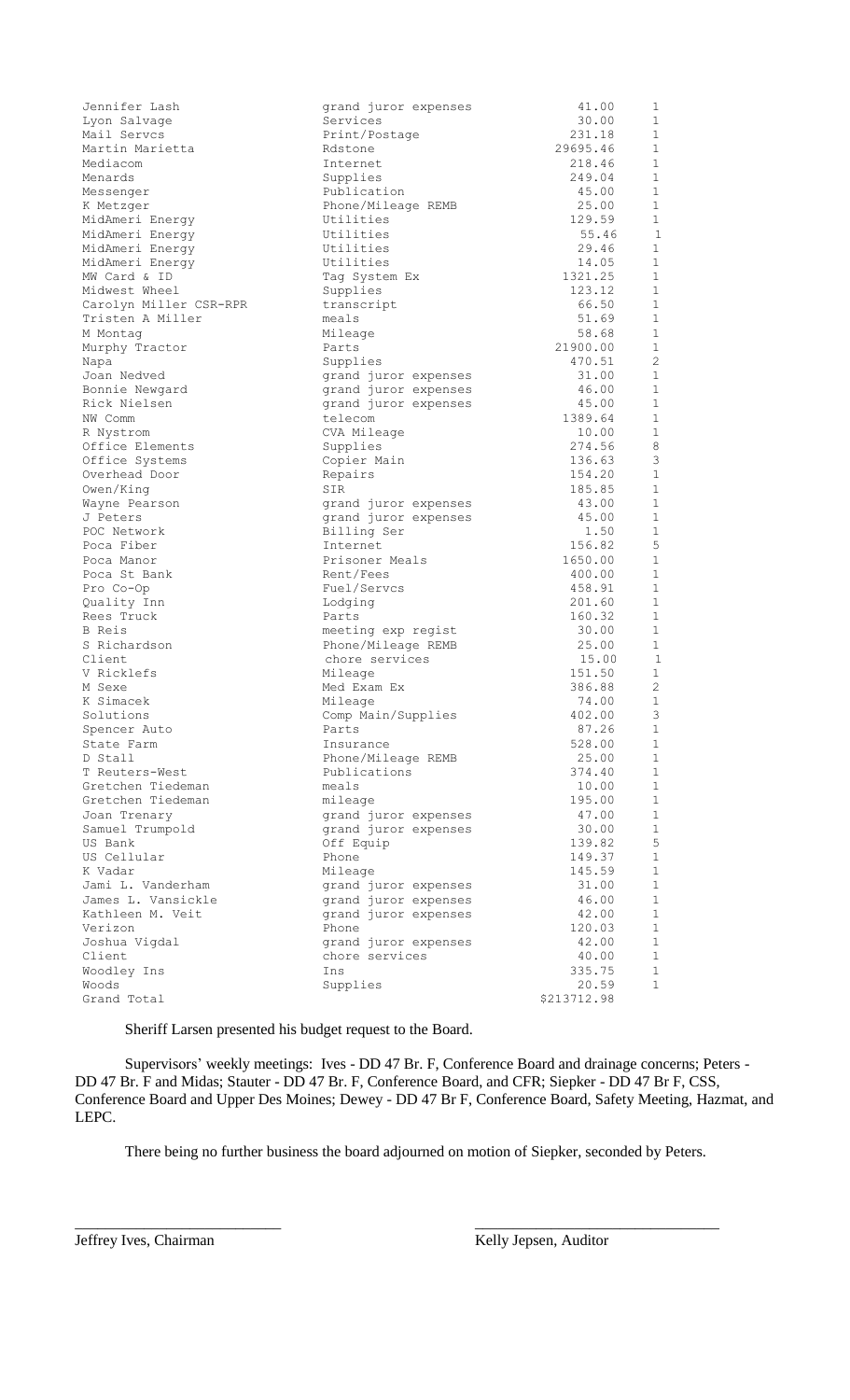| | | | |
|---|---|---|---|
| Jennifer Lash | grand juror expenses | 41.00 | 1 |
| Lyon Salvage | Services | 30.00 | 1 |
| Mail Servcs | Print/Postage | 231.18 | 1 |
| Martin Marietta | Rdstone | 29695.46 | 1 |
| Mediacom | Internet | 218.46 | 1 |
| Menards | Supplies | 249.04 | 1 |
| Messenger | Publication | 45.00 | 1 |
| K Metzger | Phone/Mileage REMB | 25.00 | 1 |
| MidAmeri Energy | Utilities | 129.59 | 1 |
| MidAmeri Energy | Utilities | 55.46 | 1 |
| MidAmeri Energy | Utilities | 29.46 | 1 |
| MidAmeri Energy | Utilities | 14.05 | 1 |
| MW Card & ID | Tag System Ex | 1321.25 | 1 |
| Midwest Wheel | Supplies | 123.12 | 1 |
| Carolyn Miller CSR-RPR | transcript | 66.50 | 1 |
| Tristen A Miller | meals | 51.69 | 1 |
| M Montag | Mileage | 58.68 | 1 |
| Murphy Tractor | Parts | 21900.00 | 1 |
| Napa | Supplies | 470.51 | 2 |
| Joan Nedved | grand juror expenses | 31.00 | 1 |
| Bonnie Newgard | grand juror expenses | 46.00 | 1 |
| Rick Nielsen | grand juror expenses | 45.00 | 1 |
| NW Comm | telecom | 1389.64 | 1 |
| R Nystrom | CVA Mileage | 10.00 | 1 |
| Office Elements | Supplies | 274.56 | 8 |
| Office Systems | Copier Main | 136.63 | 3 |
| Overhead Door | Repairs | 154.20 | 1 |
| Owen/King | SIR | 185.85 | 1 |
| Wayne Pearson | grand juror expenses | 43.00 | 1 |
| J Peters | grand juror expenses | 45.00 | 1 |
| POC Network | Billing Ser | 1.50 | 1 |
| Poca Fiber | Internet | 156.82 | 5 |
| Poca Manor | Prisoner Meals | 1650.00 | 1 |
| Poca St Bank | Rent/Fees | 400.00 | 1 |
| Pro Co-Op | Fuel/Servcs | 458.91 | 1 |
| Quality Inn | Lodging | 201.60 | 1 |
| Rees Truck | Parts | 160.32 | 1 |
| B Reis | meeting exp regist | 30.00 | 1 |
| S Richardson | Phone/Mileage REMB | 25.00 | 1 |
| Client | chore services | 15.00 | 1 |
| V Ricklefs | Mileage | 151.50 | 1 |
| M Sexe | Med Exam Ex | 386.88 | 2 |
| K Simacek | Mileage | 74.00 | 1 |
| Solutions | Comp Main/Supplies | 402.00 | 3 |
| Spencer Auto | Parts | 87.26 | 1 |
| State Farm | Insurance | 528.00 | 1 |
| D Stall | Phone/Mileage REMB | 25.00 | 1 |
| T Reuters-West | Publications | 374.40 | 1 |
| Gretchen Tiedeman | meals | 10.00 | 1 |
| Gretchen Tiedeman | mileage | 195.00 | 1 |
| Joan Trenary | grand juror expenses | 47.00 | 1 |
| Samuel Trumpold | grand juror expenses | 30.00 | 1 |
| US Bank | Off Equip | 139.82 | 5 |
| US Cellular | Phone | 149.37 | 1 |
| K Vadar | Mileage | 145.59 | 1 |
| Jami L. Vanderham | grand juror expenses | 31.00 | 1 |
| James L. Vansickle | grand juror expenses | 46.00 | 1 |
| Kathleen M. Veit | grand juror expenses | 42.00 | 1 |
| Verizon | Phone | 120.03 | 1 |
| Joshua Vigdal | grand juror expenses | 42.00 | 1 |
| Client | chore services | 40.00 | 1 |
| Woodley Ins | Ins | 335.75 | 1 |
| Woods | Supplies | 20.59 | 1 |
| Grand Total | | $213712.98 | |

Sheriff Larsen presented his budget request to the Board.

Supervisors' weekly meetings: Ives - DD 47 Br. F, Conference Board and drainage concerns; Peters - DD 47 Br. F and Midas; Stauter - DD 47 Br. F, Conference Board, and CFR; Siepker - DD 47 Br F, CSS, Conference Board and Upper Des Moines; Dewey - DD 47 Br F, Conference Board, Safety Meeting, Hazmat, and LEPC.

There being no further business the board adjourned on motion of Siepker, seconded by Peters.

\_\_\_\_\_\_\_\_\_\_\_\_\_\_\_\_\_\_\_\_\_\_\_\_\_\_ \_\_\_\_\_\_\_\_\_\_\_\_\_\_\_\_\_\_\_\_\_\_\_\_\_\_\_\_\_\_\_\_

Jeffrey Ives, Chairman Kelly Jepsen, Auditor